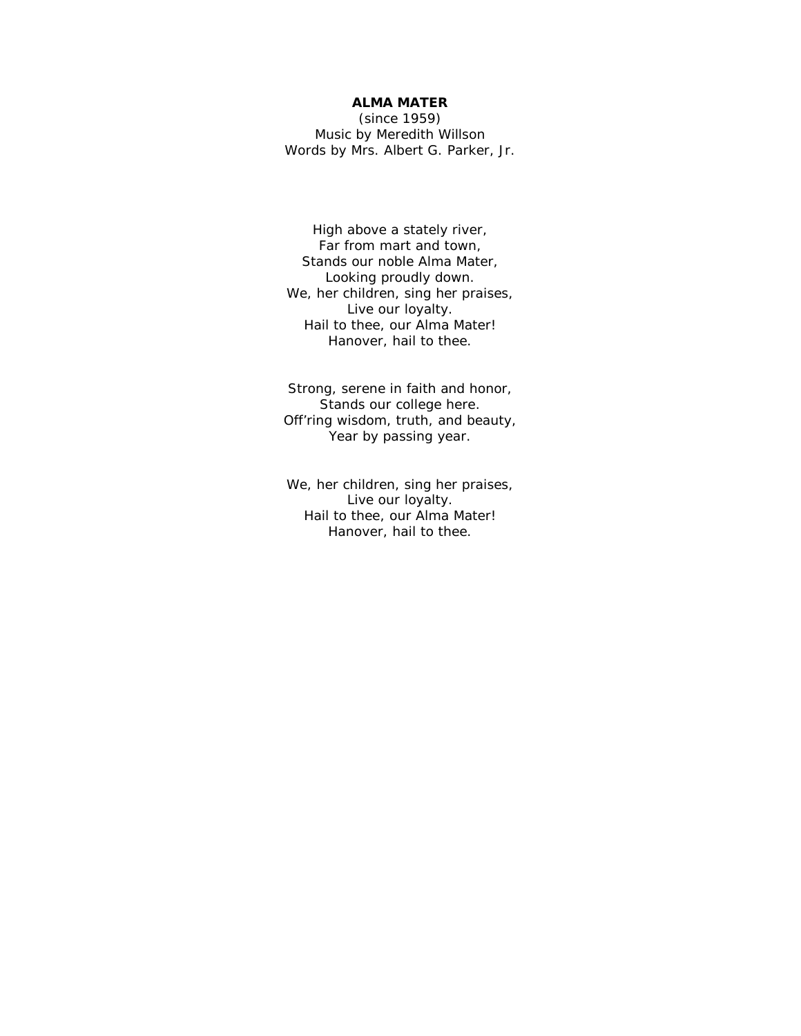**ALMA MATER**

(since 1959)
Music by Meredith Willson
Words by Mrs. Albert G. Parker, Jr.

High above a stately river,
Far from mart and town,
Stands our noble Alma Mater,
Looking proudly down.
We, her children, sing her praises,
Live our loyalty.
Hail to thee, our Alma Mater!
Hanover, hail to thee.

Strong, serene in faith and honor,
Stands our college here.
Off'ring wisdom, truth, and beauty,
Year by passing year.

We, her children, sing her praises,
Live our loyalty.
Hail to thee, our Alma Mater!
Hanover, hail to thee.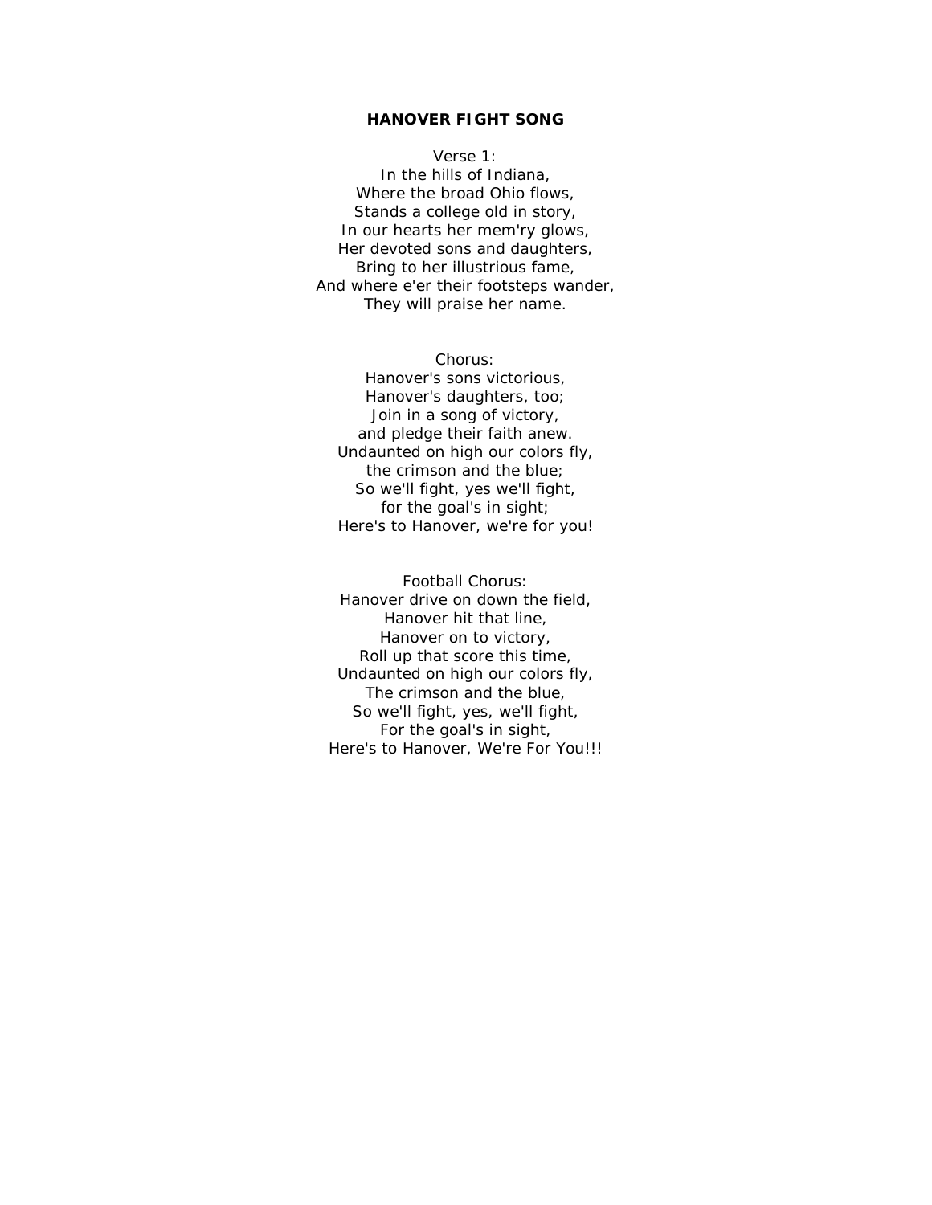# HANOVER FIGHT SONG

Verse 1:
In the hills of Indiana,
Where the broad Ohio flows,
Stands a college old in story,
In our hearts her mem'ry glows,
Her devoted sons and daughters,
Bring to her illustrious fame,
And where e'er their footsteps wander,
They will praise her name.

Chorus:
Hanover's sons victorious,
Hanover's daughters, too;
Join in a song of victory,
and pledge their faith anew.
Undaunted on high our colors fly,
the crimson and the blue;
So we'll fight, yes we'll fight,
for the goal's in sight;
Here's to Hanover, we're for you!

Football Chorus:
Hanover drive on down the field,
Hanover hit that line,
Hanover on to victory,
Roll up that score this time,
Undaunted on high our colors fly,
The crimson and the blue,
So we'll fight, yes, we'll fight,
For the goal's in sight,
Here's to Hanover, We're For You!!!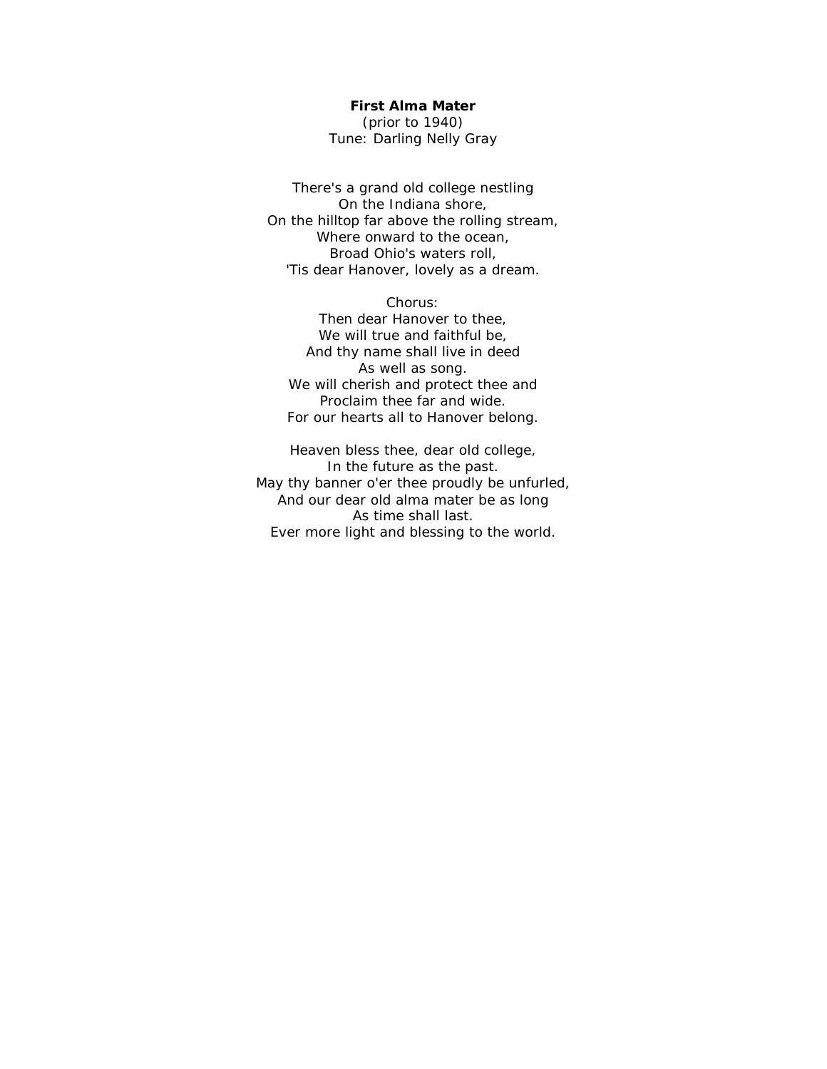**First Alma Mater**
(prior to 1940)
Tune: Darling Nelly Gray

There's a grand old college nestling
On the Indiana shore,
On the hilltop far above the rolling stream,
Where onward to the ocean,
Broad Ohio's waters roll,
'Tis dear Hanover, lovely as a dream.

Chorus:
Then dear Hanover to thee,
We will true and faithful be,
And thy name shall live in deed
As well as song.
We will cherish and protect thee and
Proclaim thee far and wide.
For our hearts all to Hanover belong.

Heaven bless thee, dear old college,
In the future as the past.
May thy banner o'er thee proudly be unfurled,
And our dear old alma mater be as long
As time shall last.
Ever more light and blessing to the world.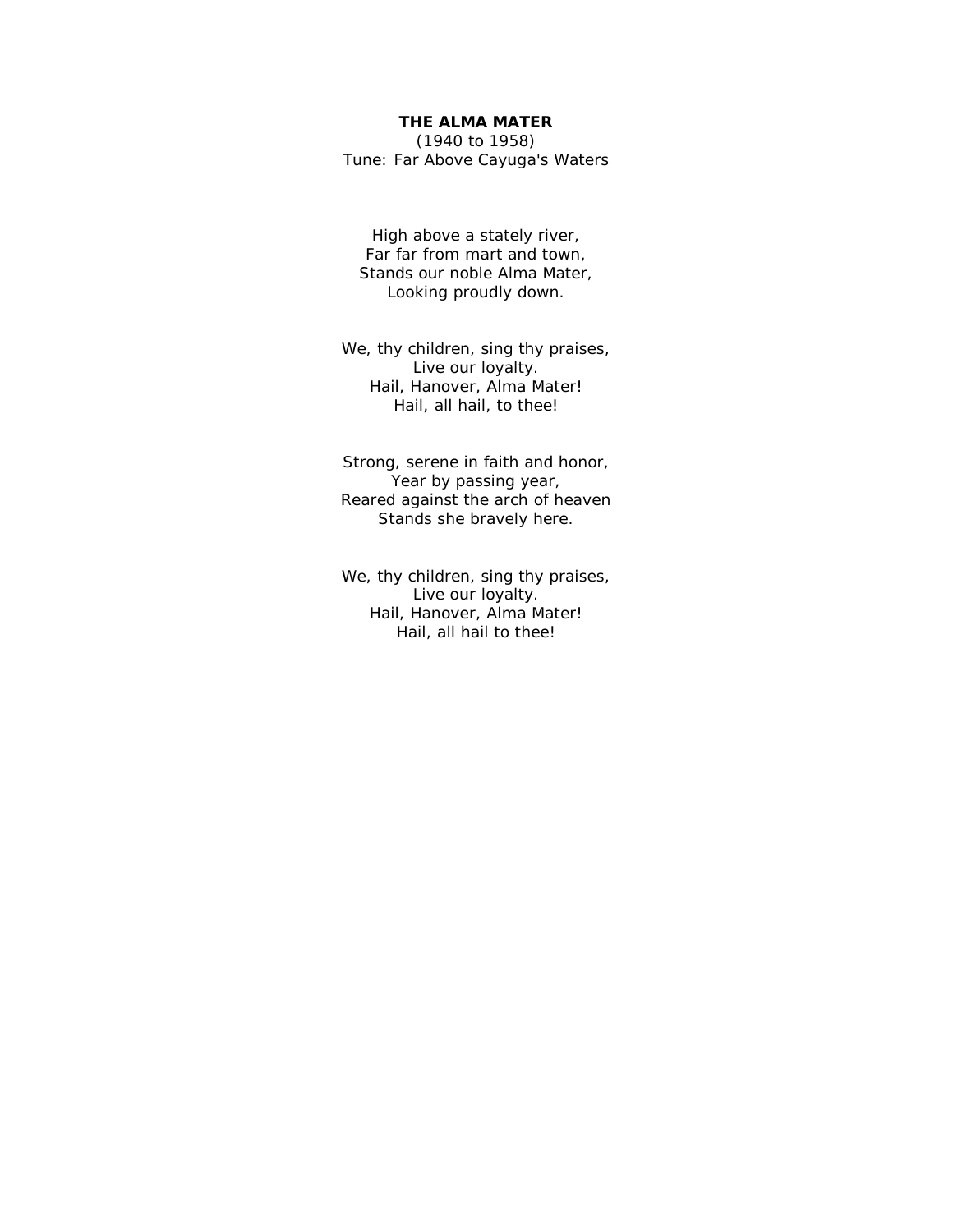**THE ALMA MATER**
(1940 to 1958)
Tune: Far Above Cayuga's Waters

High above a stately river,
Far far from mart and town,
Stands our noble Alma Mater,
Looking proudly down.

We, thy children, sing thy praises,
Live our loyalty.
Hail, Hanover, Alma Mater!
Hail, all hail, to thee!

Strong, serene in faith and honor,
Year by passing year,
Reared against the arch of heaven
Stands she bravely here.

We, thy children, sing thy praises,
Live our loyalty.
Hail, Hanover, Alma Mater!
Hail, all hail to thee!